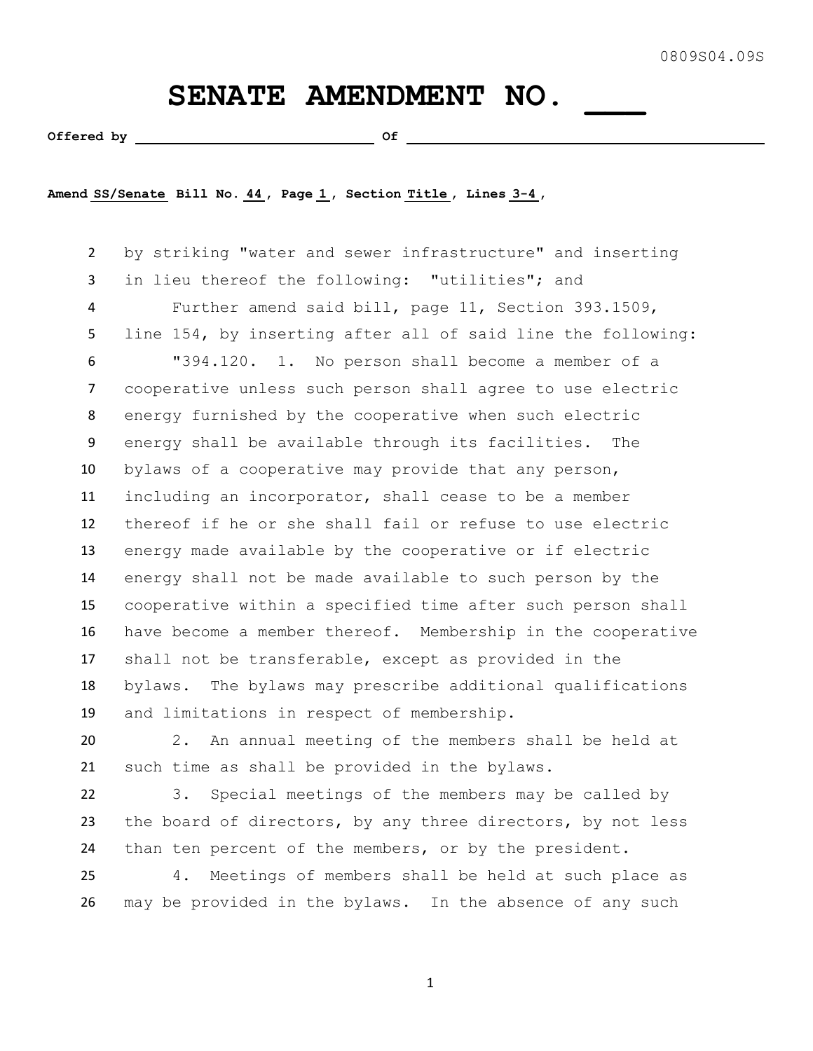0809S04.09S

# SENATE AMENDMENT NO. ___

**Offered by** ______________________ **Of** ______________________

**Amend SS/Senate Bill No. 44, Page 1, Section Title, Lines 3-4,**

by striking "water and sewer infrastructure" and inserting in lieu thereof the following: "utilities"; and

Further amend said bill, page 11, Section 393.1509, line 154, by inserting after all of said line the following:

"394.120. 1. No person shall become a member of a cooperative unless such person shall agree to use electric energy furnished by the cooperative when such electric energy shall be available through its facilities. The bylaws of a cooperative may provide that any person, including an incorporator, shall cease to be a member thereof if he or she shall fail or refuse to use electric energy made available by the cooperative or if electric energy shall not be made available to such person by the cooperative within a specified time after such person shall have become a member thereof. Membership in the cooperative shall not be transferable, except as provided in the bylaws. The bylaws may prescribe additional qualifications and limitations in respect of membership.

2. An annual meeting of the members shall be held at such time as shall be provided in the bylaws.

3. Special meetings of the members may be called by the board of directors, by any three directors, by not less than ten percent of the members, or by the president.

4. Meetings of members shall be held at such place as may be provided in the bylaws. In the absence of any such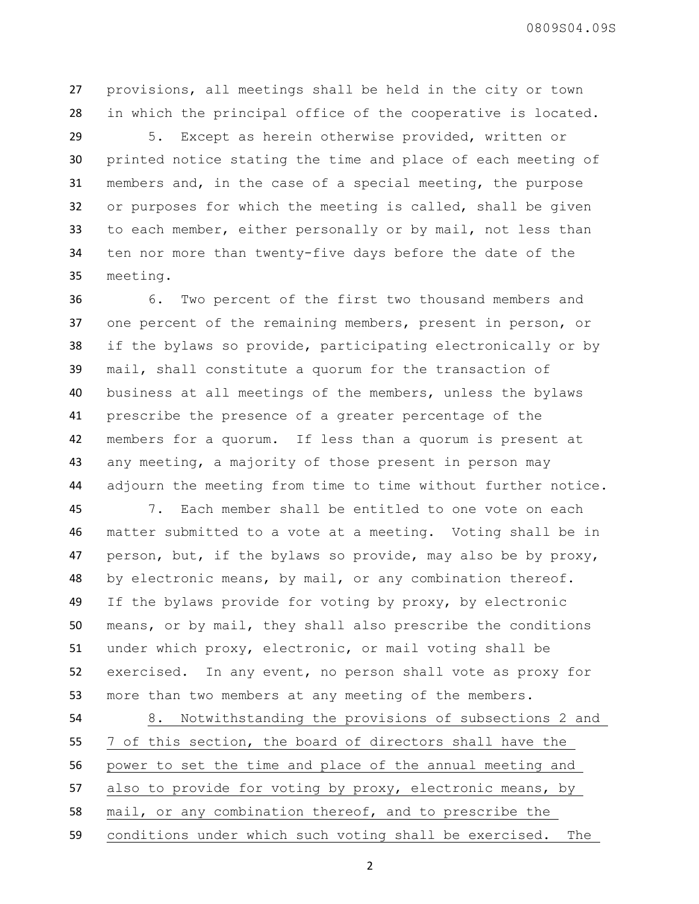provisions, all meetings shall be held in the city or town in which the principal office of the cooperative is located.

5. Except as herein otherwise provided, written or printed notice stating the time and place of each meeting of members and, in the case of a special meeting, the purpose or purposes for which the meeting is called, shall be given to each member, either personally or by mail, not less than ten nor more than twenty-five days before the date of the meeting.

6. Two percent of the first two thousand members and one percent of the remaining members, present in person, or if the bylaws so provide, participating electronically or by mail, shall constitute a quorum for the transaction of business at all meetings of the members, unless the bylaws prescribe the presence of a greater percentage of the members for a quorum. If less than a quorum is present at any meeting, a majority of those present in person may adjourn the meeting from time to time without further notice.

7. Each member shall be entitled to one vote on each matter submitted to a vote at a meeting. Voting shall be in person, but, if the bylaws so provide, may also be by proxy, by electronic means, by mail, or any combination thereof. If the bylaws provide for voting by proxy, by electronic means, or by mail, they shall also prescribe the conditions under which proxy, electronic, or mail voting shall be exercised. In any event, no person shall vote as proxy for more than two members at any meeting of the members.

8. Notwithstanding the provisions of subsections 2 and 7 of this section, the board of directors shall have the power to set the time and place of the annual meeting and also to provide for voting by proxy, electronic means, by mail, or any combination thereof, and to prescribe the conditions under which such voting shall be exercised. The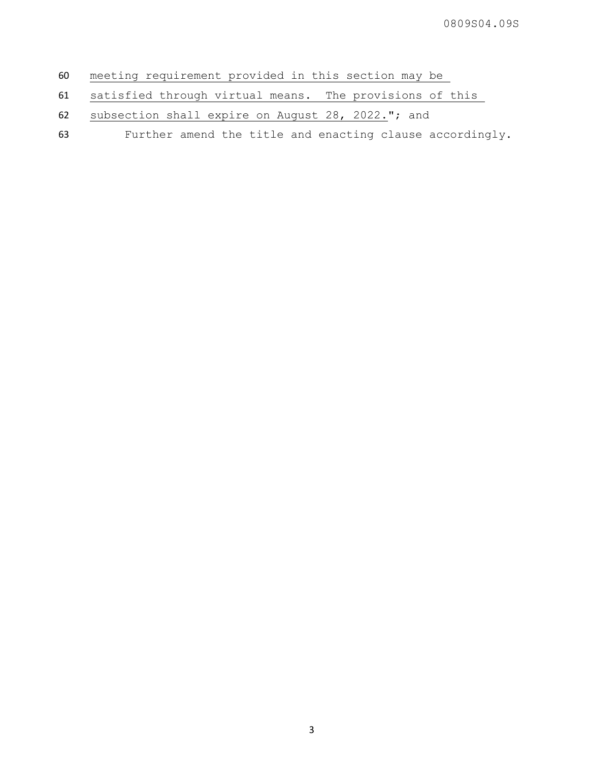meeting requirement provided in this section may be satisfied through virtual means. The provisions of this subsection shall expire on August 28, 2022."; and

Further amend the title and enacting clause accordingly.